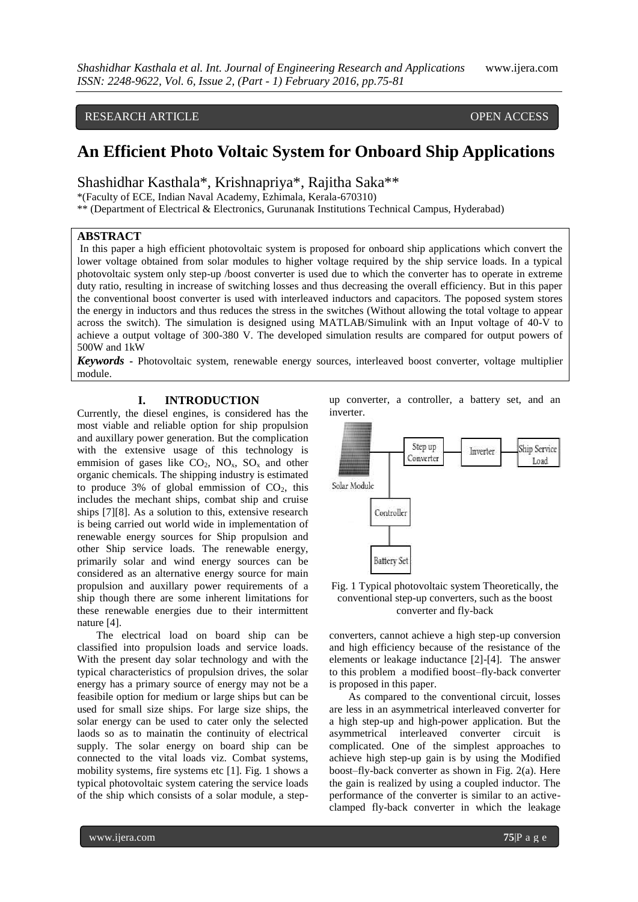RESEARCH ARTICLE OPEN ACCESS

# An Efficient Photo Voltaic System for Onboard Ship Applications

Shashidhar Kasthala*, Krishnapriya*, Rajitha Saka**

*(Faculty of ECE, Indian Naval Academy, Ezhimala, Kerala-670310)

** (Department of Electrical & Electronics, Gurunanak Institutions Technical Campus, Hyderabad)

## ABSTRACT

In this paper a high efficient photovoltaic system is proposed for onboard ship applications which convert the lower voltage obtained from solar modules to higher voltage required by the ship service loads. In a typical photovoltaic system only step-up /boost converter is used due to which the converter has to operate in extreme duty ratio, resulting in increase of switching losses and thus decreasing the overall efficiency. But in this paper the conventional boost converter is used with interleaved inductors and capacitors. The poposed system stores the energy in inductors and thus reduces the stress in the switches (Without allowing the total voltage to appear across the switch). The simulation is designed using MATLAB/Simulink with an Input voltage of 40-V to achieve a output voltage of 300-380 V. The developed simulation results are compared for output powers of 500W and 1kW

***Keywords*** - Photovoltaic system, renewable energy sources, interleaved boost converter, voltage multiplier module.

## I. INTRODUCTION

Currently, the diesel engines, is considered has the most viable and reliable option for ship propulsion and auxillary power generation. But the complication with the extensive usage of this technology is emmision of gases like $CO_2$, $NO_x$, $SO_x$ and other organic chemicals. The shipping industry is estimated to produce 3% of global emmission of $CO_2$, this includes the mechant ships, combat ship and cruise ships [7][8]. As a solution to this, extensive research is being carried out world wide in implementation of renewable energy sources for Ship propulsion and other Ship service loads. The renewable energy, primarily solar and wind energy sources can be considered as an alternative energy source for main propulsion and auxillary power requirements of a ship though there are some inherent limitations for these renewable energies due to their intermittent nature [4].

The electrical load on board ship can be classified into propulsion loads and service loads. With the present day solar technology and with the typical characteristics of propulsion drives, the solar energy has a primary source of energy may not be a feasibile option for medium or large ships but can be used for small size ships. For large size ships, the solar energy can be used to cater only the selected laods so as to mainatin the continuity of electrical supply. The solar energy on board ship can be connected to the vital loads viz. Combat systems, mobility systems, fire systems etc [1]. Fig. 1 shows a typical photovoltaic system catering the service loads of the ship which consists of a solar module, a step-up converter, a controller, a battery set, and an inverter.

Fig. 1 Typical photovoltaic system Theoretically, the conventional step-up converters, such as the boost converter and fly-back

converters, cannot achieve a high step-up conversion and high efficiency because of the resistance of the elements or leakage inductance [2]-[4]. The answer to this problem a modified boost–fly-back converter is proposed in this paper.

As compared to the conventional circuit, losses are less in an asymmetrical interleaved converter for a high step-up and high-power application. But the asymmetrical interleaved converter circuit is complicated. One of the simplest approaches to achieve high step-up gain is by using the Modified boost–fly-back converter as shown in Fig. 2(a). Here the gain is realized by using a coupled inductor. The performance of the converter is similar to an active-clamped fly-back converter in which the leakage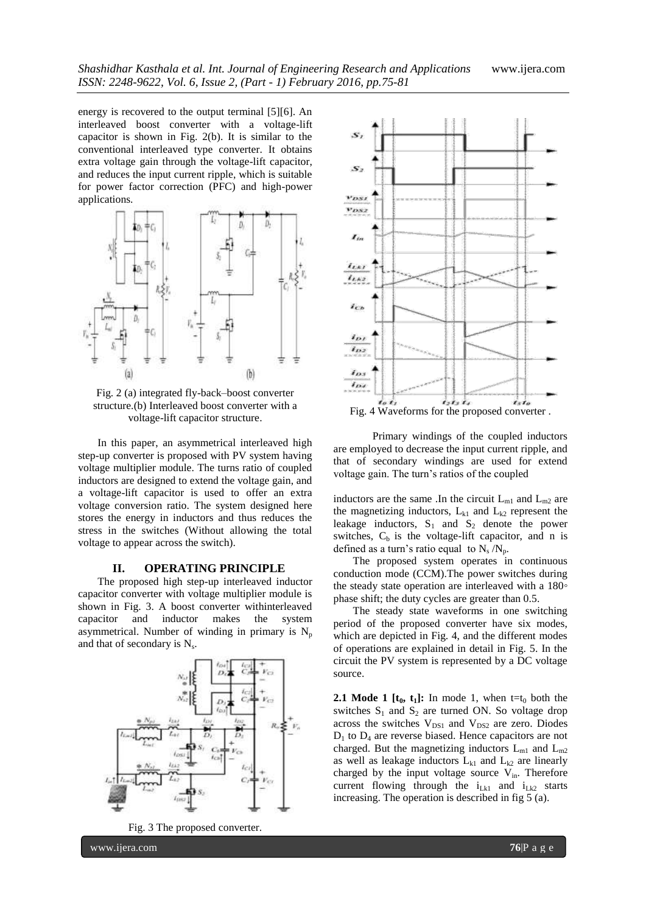energy is recovered to the output terminal [5][6]. An interleaved boost converter with a voltage-lift capacitor is shown in Fig. 2(b). It is similar to the conventional interleaved type converter. It obtains extra voltage gain through the voltage-lift capacitor, and reduces the input current ripple, which is suitable for power factor correction (PFC) and high-power applications.

Fig. 2 (a) integrated fly-back–boost converter structure.(b) Interleaved boost converter with a voltage-lift capacitor structure.

In this paper, an asymmetrical interleaved high step-up converter is proposed with PV system having voltage multiplier module. The turns ratio of coupled inductors are designed to extend the voltage gain, and a voltage-lift capacitor is used to offer an extra voltage conversion ratio. The system designed here stores the energy in inductors and thus reduces the stress in the switches (Without allowing the total voltage to appear across the switch).

## II. OPERATING PRINCIPLE

The proposed high step-up interleaved inductor capacitor converter with voltage multiplier module is shown in Fig. 3. A boost converter withinterleaved capacitor and inductor makes the system asymmetrical. Number of winding in primary is $N_p$ and that of secondary is $N_s$.

Fig. 3 The proposed converter.

Fig. 4 Waveforms for the proposed converter .

Primary windings of the coupled inductors are employed to decrease the input current ripple, and that of secondary windings are used for extend voltage gain. The turn's ratios of the coupled inductors are the same .In the circuit $L_{m1}$ and $L_{m2}$ are the magnetizing inductors, $L_{k1}$ and $L_{k2}$ represent the leakage inductors, $S_1$ and $S_2$ denote the power switches, $C_b$ is the voltage-lift capacitor, and n is defined as a turn's ratio equal to $N_s / N_p$.

The proposed system operates in continuous conduction mode (CCM).The power switches during the steady state operation are interleaved with a 180◦ phase shift; the duty cycles are greater than 0.5.

The steady state waveforms in one switching period of the proposed converter have six modes, which are depicted in Fig. 4, and the different modes of operations are explained in detail in Fig. 5. In the circuit the PV system is represented by a DC voltage source.

**2.1 Mode 1 [$t_0$, $t_1$]:** In mode 1, when $t = t_0$ both the switches $S_1$ and $S_2$ are turned ON. So voltage drop across the switches $V_{DS1}$ and $V_{DS2}$ are zero. Diodes $D_1$ to $D_4$ are reverse biased. Hence capacitors are not charged. But the magnetizing inductors $L_{m1}$ and $L_{m2}$ as well as leakage inductors $L_{k1}$ and $L_{k2}$ are linearly charged by the input voltage source $V_{in}$. Therefore current flowing through the $i_{Lk1}$ and $i_{Lk2}$ starts increasing. The operation is described in fig 5 (a).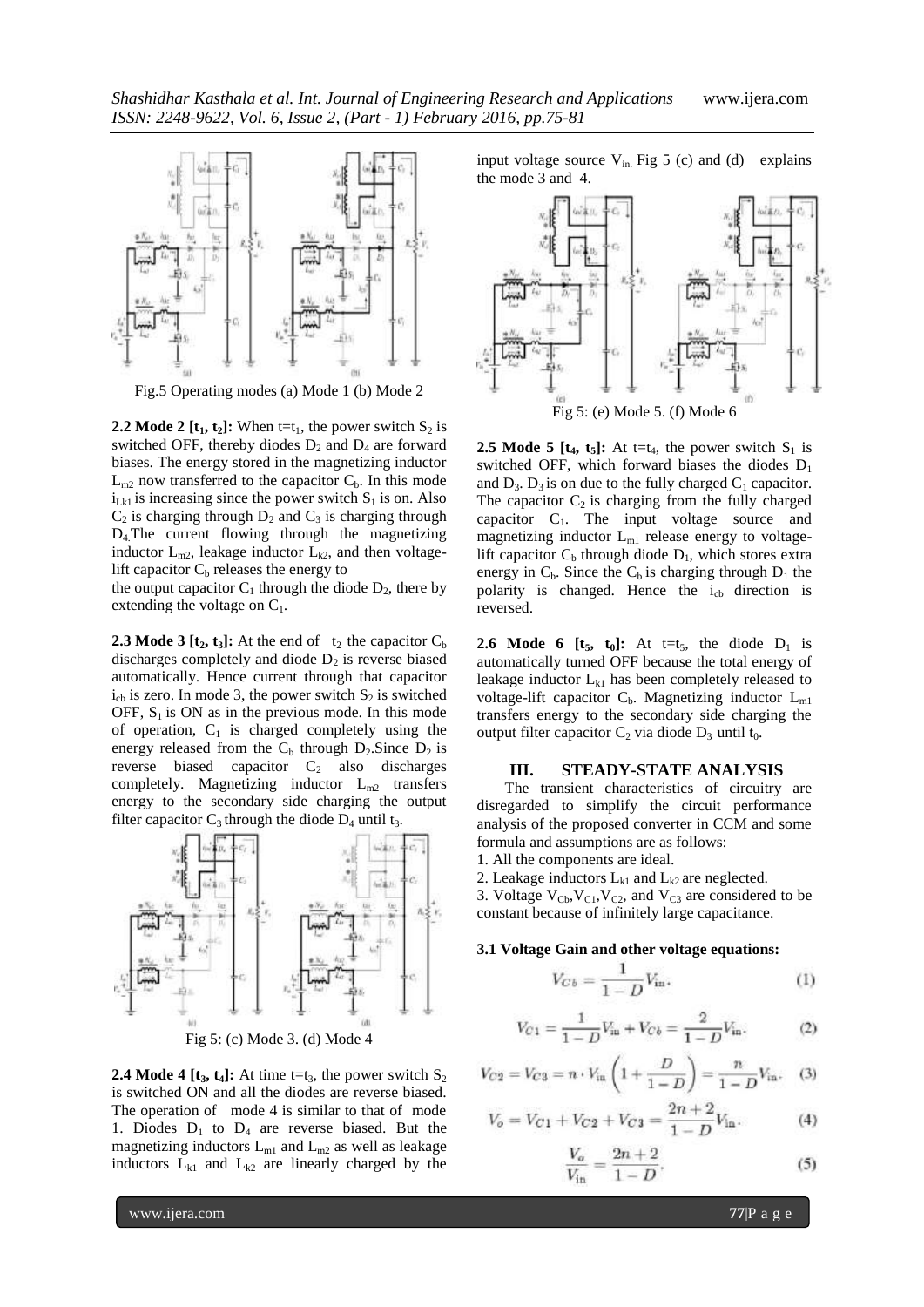Fig.5 Operating modes (a) Mode 1 (b) Mode 2

**2.2 Mode 2 [$t_1$, $t_2$]:** When $t=t_1$, the power switch $S_2$ is switched OFF, thereby diodes $D_2$ and $D_4$ are forward biases. The energy stored in the magnetizing inductor $L_{m2}$ now transferred to the capacitor $C_b$. In this mode $i_{Lk1}$ is increasing since the power switch $S_1$ is on. Also $C_2$ is charging through $D_2$ and $C_3$ is charging through $D_4$. The current flowing through the magnetizing inductor $L_{m2}$, leakage inductor $L_{k2}$, and then voltage-lift capacitor $C_b$ releases the energy to the output capacitor $C_1$ through the diode $D_2$, there by extending the voltage on $C_1$.

**2.3 Mode 3 [$t_2$, $t_3$]:** At the end of $t_2$ the capacitor $C_b$ discharges completely and diode $D_2$ is reverse biased automatically. Hence current through that capacitor $i_{cb}$ is zero. In mode 3, the power switch $S_2$ is switched OFF, $S_1$ is ON as in the previous mode. In this mode of operation, $C_1$ is charged completely using the energy released from the $C_b$ through $D_2$. Since $D_2$ is reverse biased capacitor $C_2$ also discharges completely. Magnetizing inductor $L_{m2}$ transfers energy to the secondary side charging the output filter capacitor $C_3$ through the diode $D_4$ until $t_3$.

Fig 5: (c) Mode 3. (d) Mode 4

**2.4 Mode 4 [$t_3$, $t_4$]:** At time $t=t_3$, the power switch $S_2$ is switched ON and all the diodes are reverse biased. The operation of mode 4 is similar to that of mode 1. Diodes $D_1$ to $D_4$ are reverse biased. But the magnetizing inductors $L_{m1}$ and $L_{m2}$ as well as leakage inductors $L_{k1}$ and $L_{k2}$ are linearly charged by the input voltage source $V_{in}$. Fig 5 (c) and (d) explains the mode 3 and 4.

Fig 5: (e) Mode 5. (f) Mode 6

**2.5 Mode 5 [$t_4$, $t_5$]:** At $t=t_4$, the power switch $S_1$ is switched OFF, which forward biases the diodes $D_1$ and $D_3$. $D_3$ is on due to the fully charged $C_1$ capacitor. The capacitor $C_2$ is charging from the fully charged capacitor $C_1$. The input voltage source and magnetizing inductor $L_{m1}$ release energy to voltage-lift capacitor $C_b$ through diode $D_1$, which stores extra energy in $C_b$. Since the $C_b$ is charging through $D_1$ the polarity is changed. Hence the $i_{cb}$ direction is reversed.

**2.6 Mode 6 [$t_5$, $t_0$]:** At $t=t_5$, the diode $D_1$ is automatically turned OFF because the total energy of leakage inductor $L_{k1}$ has been completely released to voltage-lift capacitor $C_b$. Magnetizing inductor $L_{m1}$ transfers energy to the secondary side charging the output filter capacitor $C_2$ via diode $D_3$ until $t_0$.

## III. STEADY-STATE ANALYSIS

The transient characteristics of circuitry are disregarded to simplify the circuit performance analysis of the proposed converter in CCM and some formula and assumptions are as follows:

1. All the components are ideal.
2. Leakage inductors $L_{k1}$ and $L_{k2}$ are neglected.
3. Voltage $V_{Cb}$, $V_{C1}$, $V_{C2}$, and $V_{C3}$ are considered to be constant because of infinitely large capacitance.

### 3.1 Voltage Gain and other voltage equations:

$$V_{Cb} = \frac{1}{1-D}V_{in}. \tag{1}$$

$$V_{C1} = \frac{1}{1-D}V_{in} + V_{Cb} = \frac{2}{1-D}V_{in}. \tag{2}$$

$$V_{C2} = V_{C3} = n \cdot V_{in}\left(1 + \frac{D}{1-D}\right) = \frac{n}{1-D}V_{in}. \tag{3}$$

$$V_o = V_{C1} + V_{C2} + V_{C3} = \frac{2n+2}{1-D}V_{in}. \tag{4}$$

$$\frac{V_o}{V_{in}} = \frac{2n+2}{1-D}. \tag{5}$$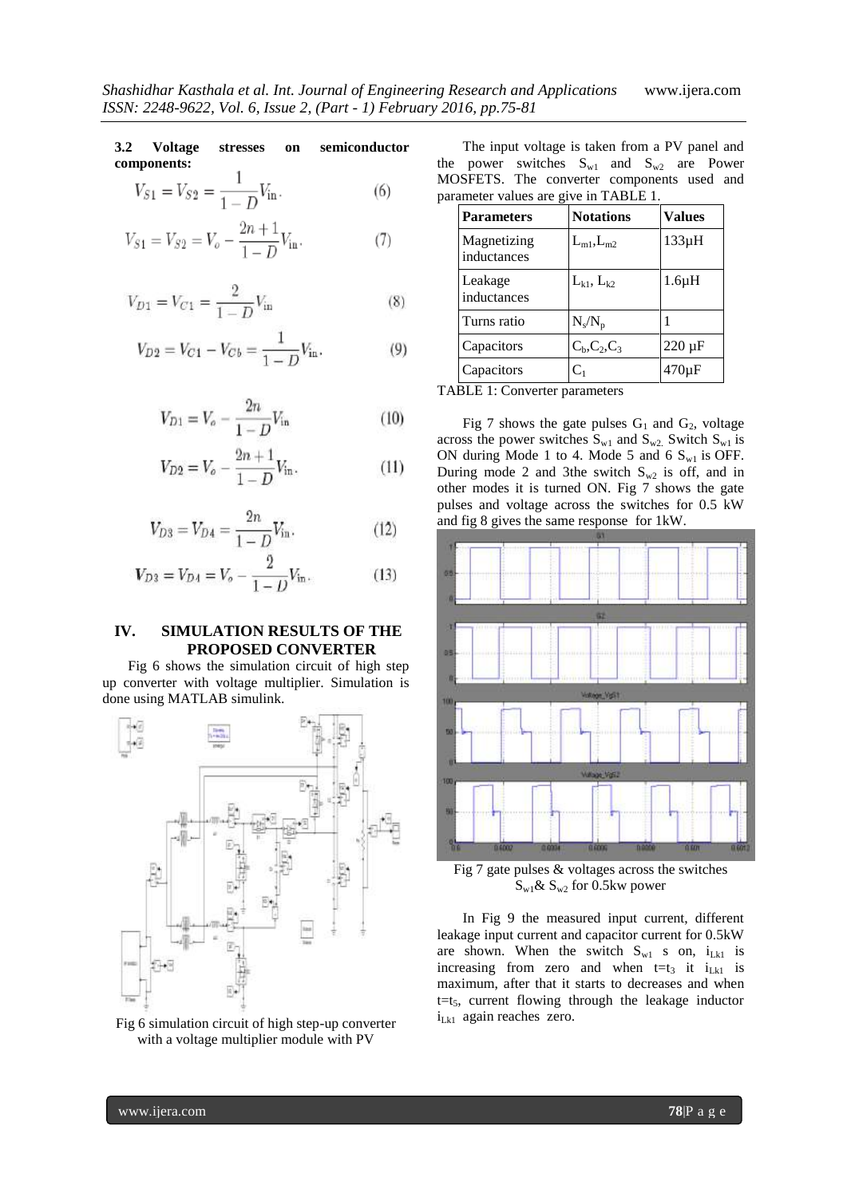**3.2 Voltage stresses on semiconductor components:**

$$V_{S1} = V_{S2} = \frac{1}{1-D}V_{\text{in}}. \quad (6)$$

$$V_{S1} = V_{S2} = V_o - \frac{2n+1}{1-D}V_{\text{in}}. \quad (7)$$

$$V_{D1} = V_{C1} = \frac{2}{1-D}V_{\text{in}} \quad (8)$$

$$V_{D2} = V_{C1} - V_{Cb} = \frac{1}{1-D}V_{\text{in}}. \quad (9)$$

$$V_{D1} = V_o - \frac{2n}{1-D}V_{\text{in}} \quad (10)$$

$$V_{D2} = V_o - \frac{2n+1}{1-D}V_{\text{in}}. \quad (11)$$

$$V_{D3} = V_{D4} = \frac{2n}{1-D}V_{\text{in}}. \quad (12)$$

$$V_{D3} = V_{D4} = V_o - \frac{2}{1-D}V_{\text{in}}. \quad (13)$$

## IV. SIMULATION RESULTS OF THE PROPOSED CONVERTER

Fig 6 shows the simulation circuit of high step up converter with voltage multiplier. Simulation is done using MATLAB simulink.

Fig 6 simulation circuit of high step-up converter with a voltage multiplier module with PV

The input voltage is taken from a PV panel and the power switches $S_{w1}$ and $S_{w2}$ are Power MOSFETS. The converter components used and parameter values are give in TABLE 1.

| Parameters | Notations | Values |
|---|---|---|
| Magnetizing inductances | $L_{m1}, L_{m2}$ | 133μH |
| Leakage inductances | $L_{k1}$, $L_{k2}$ | 1.6μH |
| Turns ratio | $N_s/N_p$ | 1 |
| Capacitors | $C_b, C_2, C_3$ | 220 μF |
| Capacitors | $C_1$ | 470μF |

TABLE 1: Converter parameters

Fig 7 shows the gate pulses $G_1$ and $G_2$, voltage across the power switches $S_{w1}$ and $S_{w2}$. Switch $S_{w1}$ is ON during Mode 1 to 4. Mode 5 and 6 $S_{w1}$ is OFF. During mode 2 and 3the switch $S_{w2}$ is off, and in other modes it is turned ON. Fig 7 shows the gate pulses and voltage across the switches for 0.5 kW and fig 8 gives the same response for 1kW.

Fig 7 gate pulses & voltages across the switches $S_{w1}$& $S_{w2}$ for 0.5kw power

In Fig 9 the measured input current, different leakage input current and capacitor current for 0.5kW are shown. When the switch $S_{w1}$ s on, $i_{Lk1}$ is increasing from zero and when $t=t_3$ it $i_{Lk1}$ is maximum, after that it starts to decreases and when $t=t_5$, current flowing through the leakage inductor $i_{Lk1}$ again reaches zero.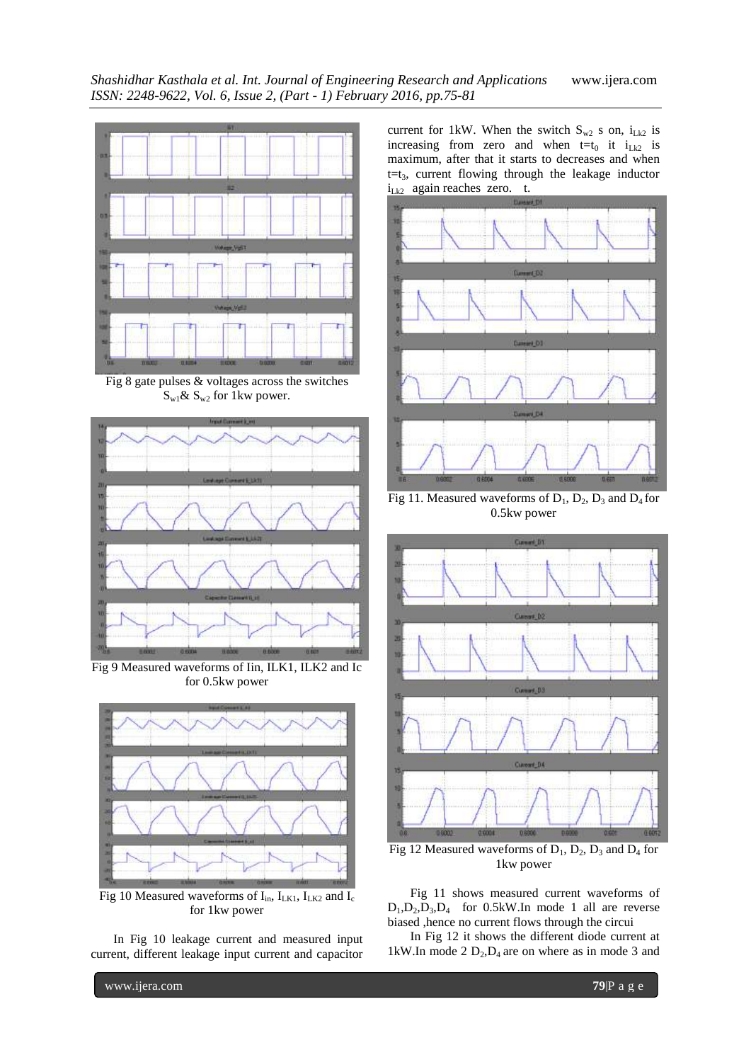Fig 8 gate pulses & voltages across the switches $S_{w1}$& $S_{w2}$ for 1kw power.

Fig 9 Measured waveforms of Iin, ILK1, ILK2 and Ic for 0.5kw power

Fig 10 Measured waveforms of $I_{in}$, $I_{LK1}$, $I_{LK2}$ and $I_c$ for 1kw power

In Fig 10 leakage current and measured input current, different leakage input current and capacitor current for 1kW. When the switch $S_{w2}$ s on, $i_{Lk2}$ is increasing from zero and when $t=t_0$ it $i_{Lk2}$ is maximum, after that it starts to decreases and when $t=t_3$, current flowing through the leakage inductor $i_{Lk2}$ again reaches zero. t.

Fig 11. Measured waveforms of $D_1$, $D_2$, $D_3$ and $D_4$ for 0.5kw power

Fig 12 Measured waveforms of $D_1$, $D_2$, $D_3$ and $D_4$ for 1kw power

Fig 11 shows measured current waveforms of $D_1$,$D_2$,$D_3$,$D_4$ for 0.5kW.In mode 1 all are reverse biased ,hence no current flows through the circui

In Fig 12 it shows the different diode current at 1kW.In mode 2 $D_2$,$D_4$ are on where as in mode 3 and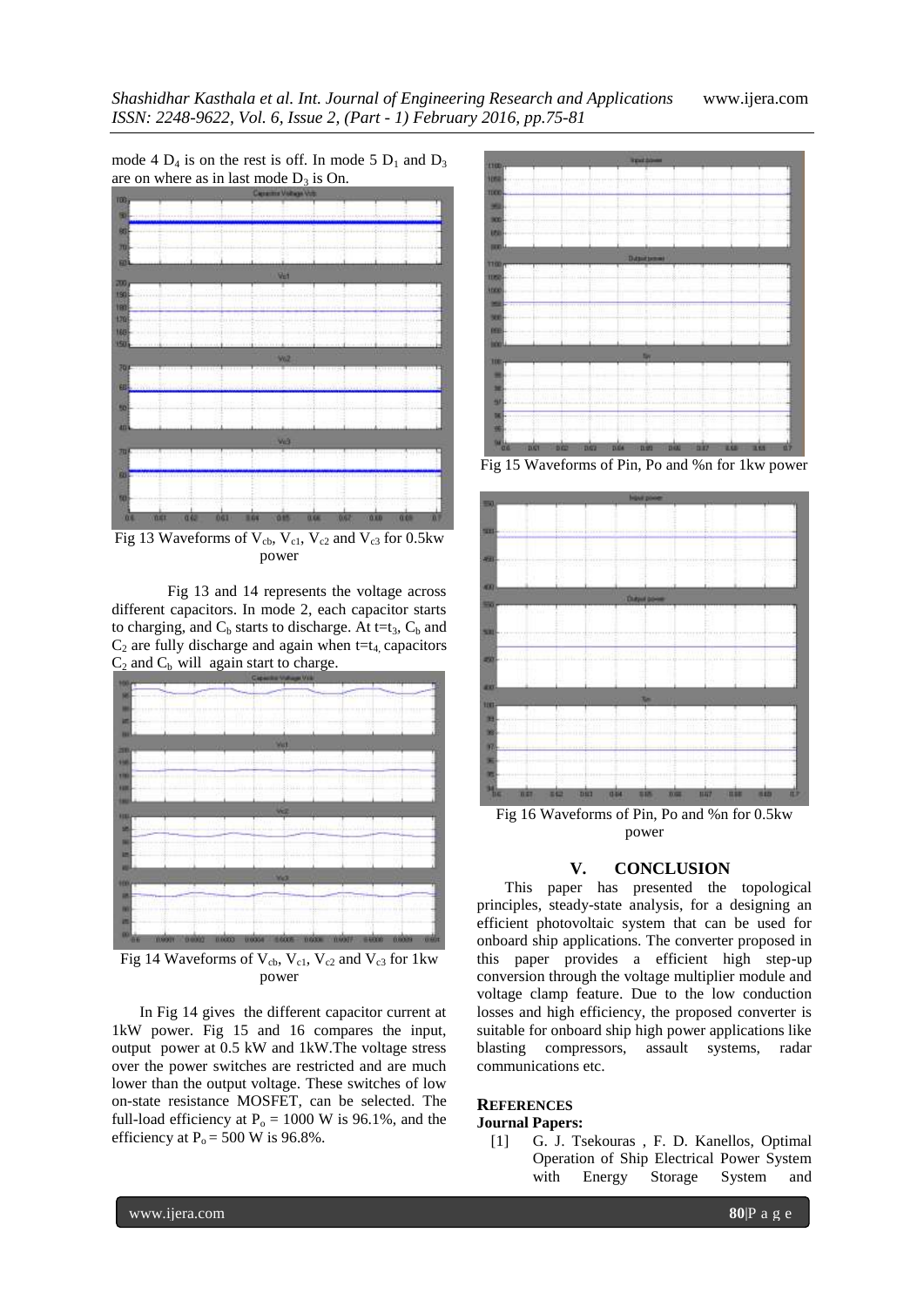mode 4 $D_4$ is on the rest is off. In mode 5 $D_1$ and $D_3$ are on where as in last mode $D_3$ is On.

Fig 13 Waveforms of $V_{cb}$, $V_{c1}$, $V_{c2}$ and $V_{c3}$ for 0.5kw power

Fig 13 and 14 represents the voltage across different capacitors. In mode 2, each capacitor starts to charging, and $C_b$ starts to discharge. At $t=t_3$, $C_b$ and $C_2$ are fully discharge and again when $t=t_4$, capacitors $C_2$ and $C_b$ will again start to charge.

Fig 14 Waveforms of $V_{cb}$, $V_{c1}$, $V_{c2}$ and $V_{c3}$ for 1kw power

In Fig 14 gives the different capacitor current at 1kW power. Fig 15 and 16 compares the input, output power at 0.5 kW and 1kW.The voltage stress over the power switches are restricted and are much lower than the output voltage. These switches of low on-state resistance MOSFET, can be selected. The full-load efficiency at $P_o = 1000$ W is 96.1%, and the efficiency at $P_o = 500$ W is 96.8%.

Fig 15 Waveforms of Pin, Po and %n for 1kw power

Fig 16 Waveforms of Pin, Po and %n for 0.5kw power

## V. CONCLUSION

This paper has presented the topological principles, steady-state analysis, for a designing an efficient photovoltaic system that can be used for onboard ship applications. The converter proposed in this paper provides a efficient high step-up conversion through the voltage multiplier module and voltage clamp feature. Due to the low conduction losses and high efficiency, the proposed converter is suitable for onboard ship high power applications like blasting compressors, assault systems, radar communications etc.

## REFERENCES

**Journal Papers:**

[1] G. J. Tsekouras , F. D. Kanellos, Optimal Operation of Ship Electrical Power System with Energy Storage System and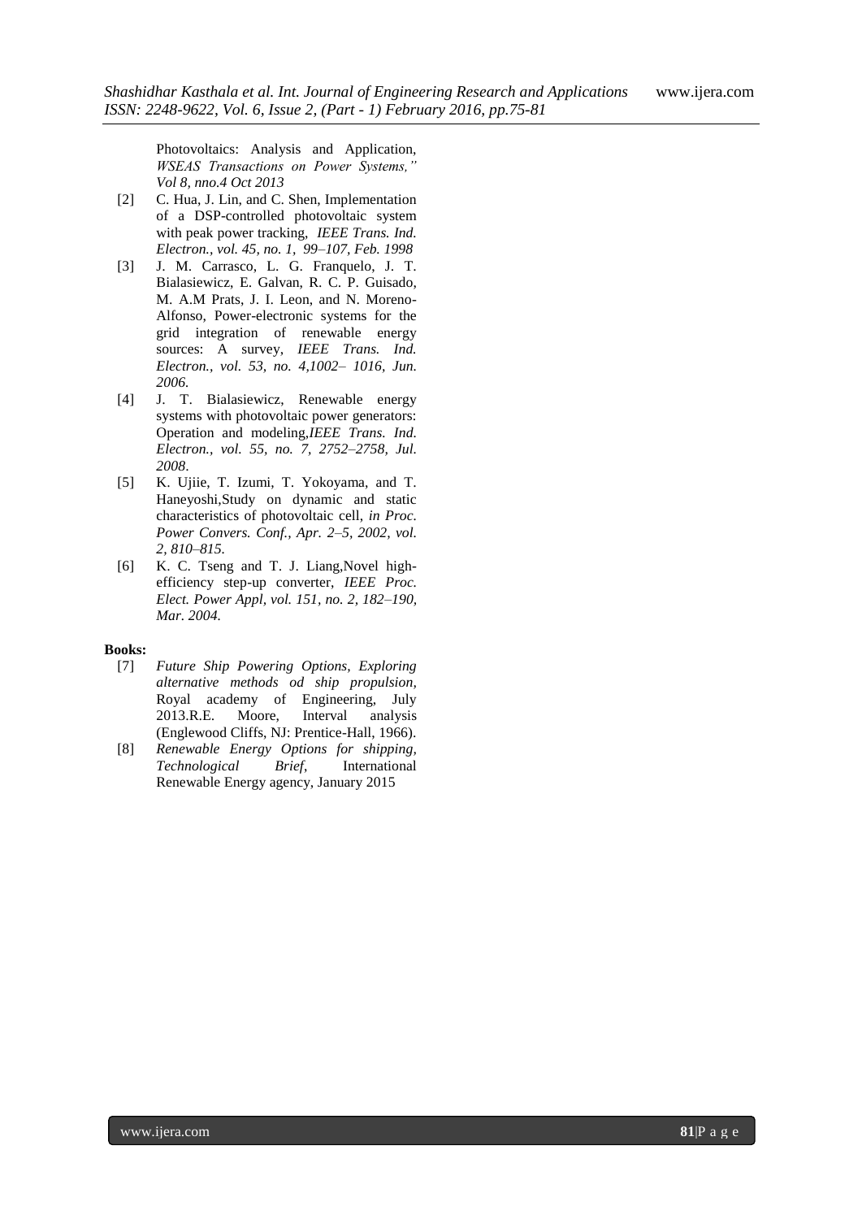Photovoltaics: Analysis and Application, *WSEAS Transactions on Power Systems," Vol 8, nno.4 Oct 2013*

[2] C. Hua, J. Lin, and C. Shen, Implementation of a DSP-controlled photovoltaic system with peak power tracking, *IEEE Trans. Ind. Electron., vol. 45, no. 1, 99–107, Feb. 1998*

[3] J. M. Carrasco, L. G. Franquelo, J. T. Bialasiewicz, E. Galvan, R. C. P. Guisado, M. A.M Prats, J. I. Leon, and N. Moreno-Alfonso, Power-electronic systems for the grid integration of renewable energy sources: A survey, *IEEE Trans. Ind. Electron., vol. 53, no. 4,1002– 1016, Jun. 2006.*

[4] J. T. Bialasiewicz, Renewable energy systems with photovoltaic power generators: Operation and modeling,*IEEE Trans. Ind. Electron., vol. 55, no. 7, 2752–2758, Jul. 2008.*

[5] K. Ujiie, T. Izumi, T. Yokoyama, and T. Haneyoshi,Study on dynamic and static characteristics of photovoltaic cell, *in Proc. Power Convers. Conf., Apr. 2–5, 2002, vol. 2, 810–815.*

[6] K. C. Tseng and T. J. Liang,Novel high-efficiency step-up converter, *IEEE Proc. Elect. Power Appl, vol. 151, no. 2, 182–190, Mar. 2004.*

**Books:**

[7] *Future Ship Powering Options, Exploring alternative methods od ship propulsion,* Royal academy of Engineering, July 2013.R.E. Moore, Interval analysis (Englewood Cliffs, NJ: Prentice-Hall, 1966).

[8] *Renewable Energy Options for shipping, Technological Brief,* International Renewable Energy agency, January 2015